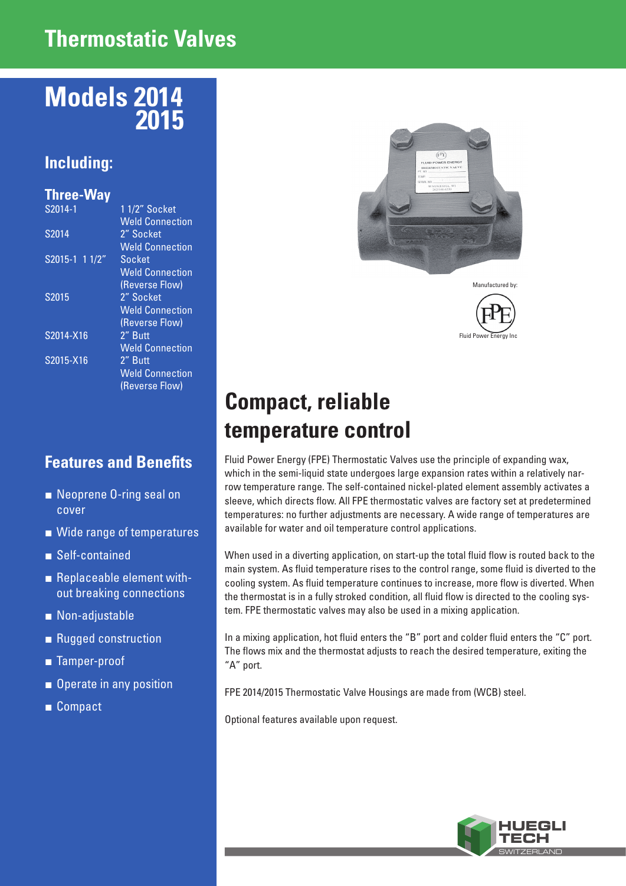# Thermostatic Valves

## Models 2014 2015

### Including:

### Three-Way

| Model | Connection |
|---|---|
| S2014-1 | 1 1/2" Socket Weld Connection |
| S2014 | 2" Socket Weld Connection |
| S2015-1 | 1 1/2" Socket Weld Connection (Reverse Flow) |
| S2015 | 2" Socket Weld Connection (Reverse Flow) |
| S2014-X16 | 2" Butt Weld Connection |
| S2015-X16 | 2" Butt Weld Connection (Reverse Flow) |

### Features and Benefits

- Neoprene O-ring seal on cover
- Wide range of temperatures
- Self-contained
- Replaceable element without breaking connections
- Non-adjustable
- Rugged construction
- Tamper-proof
- Operate in any position
- Compact

Manufactured by:

Fluid Power Energy Inc

## Compact, reliable temperature control

Fluid Power Energy (FPE) Thermostatic Valves use the principle of expanding wax, which in the semi-liquid state undergoes large expansion rates within a relatively narrow temperature range. The self-contained nickel-plated element assembly activates a sleeve, which directs flow. All FPE thermostatic valves are factory set at predetermined temperatures: no further adjustments are necessary. A wide range of temperatures are available for water and oil temperature control applications.

When used in a diverting application, on start-up the total fluid flow is routed back to the main system. As fluid temperature rises to the control range, some fluid is diverted to the cooling system. As fluid temperature continues to increase, more flow is diverted. When the thermostat is in a fully stroked condition, all fluid flow is directed to the cooling system. FPE thermostatic valves may also be used in a mixing application.

In a mixing application, hot fluid enters the "B" port and colder fluid enters the "C" port. The flows mix and the thermostat adjusts to reach the desired temperature, exiting the "A" port.

FPE 2014/2015 Thermostatic Valve Housings are made from (WCB) steel.

Optional features available upon request.

HUEGLI TECH SWITZERLAND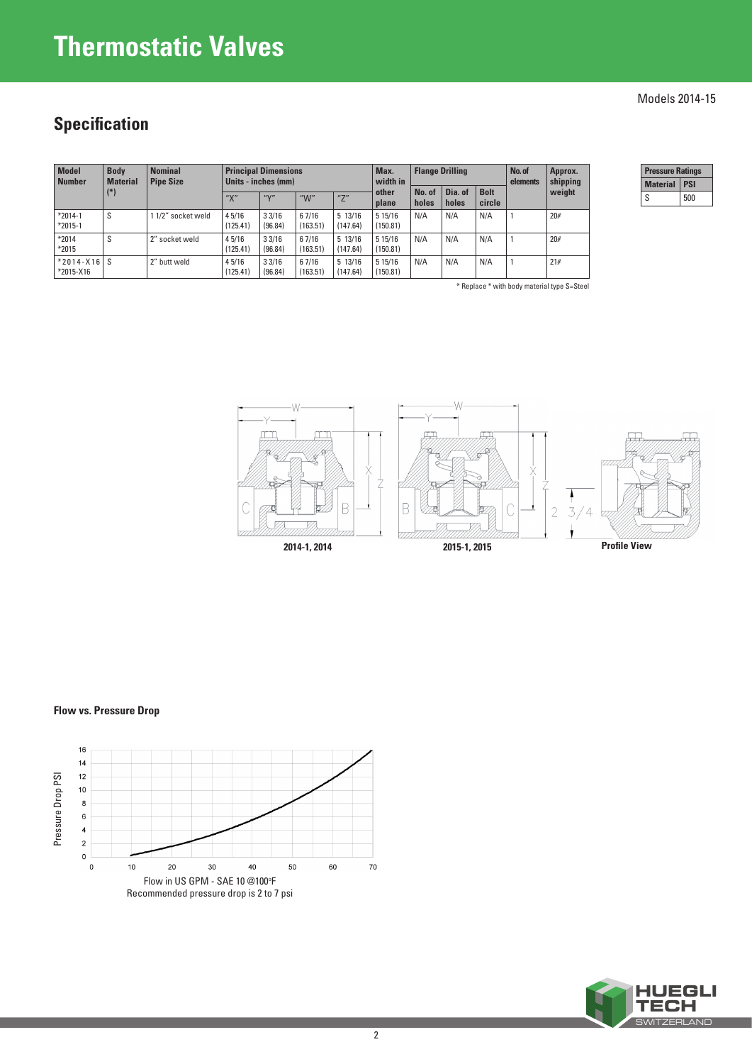# Thermostatic Valves

Models 2014-15

## Specification

| Model Number | Body Material (*) | Nominal Pipe Size | Principal Dimensions Units - inches (mm) | | | | Max. width in other plane | Flange Drilling | | | No. of elements | Approx. shipping weight |
|---|---|---|---|---|---|---|---|---|---|---|---|---|
| | | | "X" | "Y" | "W" | "Z" | | No. of holes | Dia. of holes | Bolt circle | | |
| *2014-1 *2015-1 | S | 1 1/2" socket weld | 4 5/16 (125.41) | 3 3/16 (96.84) | 6 7/16 (163.51) | 5 13/16 (147.64) | 5 15/16 (150.81) | N/A | N/A | N/A | 1 | 20# |
| *2014 *2015 | S | 2" socket weld | 4 5/16 (125.41) | 3 3/16 (96.84) | 6 7/16 (163.51) | 5 13/16 (147.64) | 5 15/16 (150.81) | N/A | N/A | N/A | 1 | 20# |
| *2014-X16 *2015-X16 | S | 2" butt weld | 4 5/16 (125.41) | 3 3/16 (96.84) | 6 7/16 (163.51) | 5 13/16 (147.64) | 5 15/16 (150.81) | N/A | N/A | N/A | 1 | 21# |

* Replace * with body material type S=Steel

| Pressure Ratings | |
|---|---|
| Material | PSI |
| S | 500 |

2014-1, 2014

2015-1, 2015

Profile View

**Flow vs. Pressure Drop**

Flow in US GPM - SAE 10 @100°F
Recommended pressure drop is 2 to 7 psi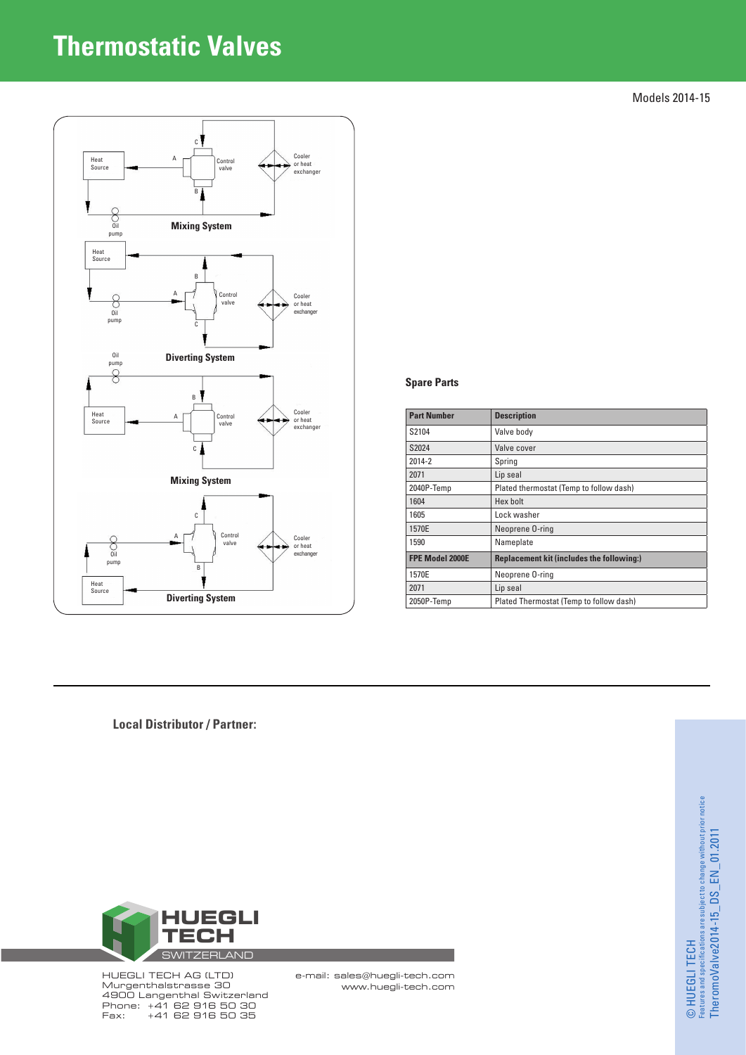# Thermostatic Valves

Models 2014-15

Heat Source
A
Control valve
C
B
Cooler or heat exchanger
Oil pump
**Mixing System**

Heat Source
B
A
Control valve
C
Cooler or heat exchanger
Oil pump
**Diverting System**

Oil pump
B
Heat Source
A
Control valve
C
Cooler or heat exchanger
**Mixing System**

C
A
Control valve
Cooler or heat exchanger
Oil pump
B
Heat Source
**Diverting System**

### Spare Parts

| Part Number | Description |
|---|---|
| S2104 | Valve body |
| S2024 | Valve cover |
| 2014-2 | Spring |
| 2071 | Lip seal |
| 2040P-Temp | Plated thermostat (Temp to follow dash) |
| 1604 | Hex bolt |
| 1605 | Lock washer |
| 1570E | Neoprene O-ring |
| 1590 | Nameplate |
| **FPE Model 2000E** | **Replacement kit (includes the following:)** |
| 1570E | Neoprene O-ring |
| 2071 | Lip seal |
| 2050P-Temp | Plated Thermostat (Temp to follow dash) |

**Local Distributor / Partner:**

HUEGLI TECH SWITZERLAND

HUEGLI TECH AG (LTD)
Murgenthalstrasse 30
4900 Langenthal Switzerland
Phone: +41 62 916 50 30
Fax: +41 62 916 50 35

e-mail: sales@huegli-tech.com
www.huegli-tech.com

© HUEGLI TECH
Features and specifications are subject to change without prior notice
TheromoValve2014-15_DS_EN_01.2011